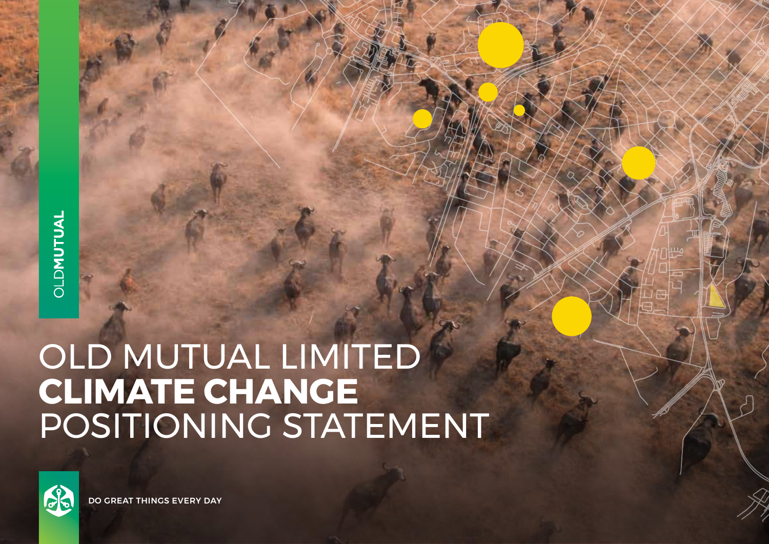OLDMUTUAL

# OLD MUTUAL LIMITED **CLIMATE CHANGE** POSITIONING STATEMENT

DO GREAT THINGS EVERY DAY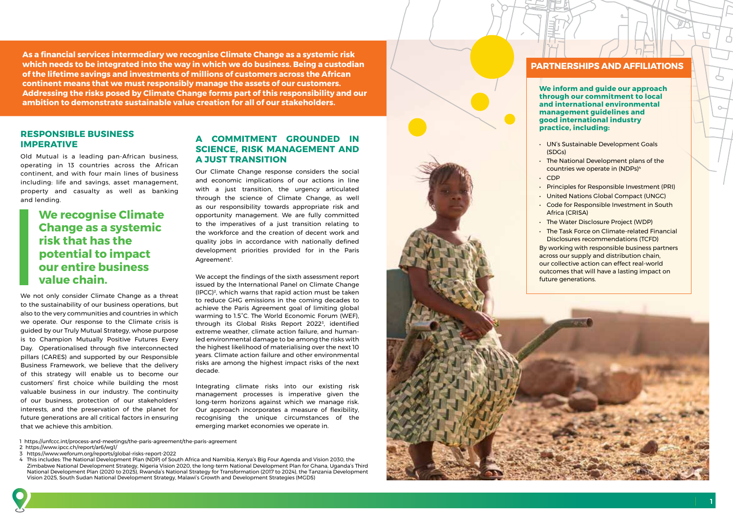**As a financial services intermediary we recognise Climate Change as a systemic risk which needs to be integrated into the way in which we do business. Being a custodian of the lifetime savings and investments of millions of customers across the African continent means that we must responsibly manage the assets of our customers. Addressing the risks posed by Climate Change forms part of this responsibility and our ambition to demonstrate sustainable value creation for all of our stakeholders.**

## RESPONSIBLE BUSINESS IMPERATIVE

Old Mutual is a leading pan-African business, operating in 13 countries across the African continent, and with four main lines of business including: life and savings, asset management, property and casualty as well as banking and lending.

> **We recognise Climate Change as a systemic risk that has the potential to impact our entire business value chain.**

We not only consider Climate Change as a threat to the sustainability of our business operations, but also to the very communities and countries in which we operate. Our response to the Climate crisis is guided by our Truly Mutual Strategy, whose purpose is to Champion Mutually Positive Futures Every Day. Operationalised through five interconnected pillars (CARES) and supported by our Responsible Business Framework, we believe that the delivery of this strategy will enable us to become our customers' first choice while building the most valuable business in our industry. The continuity of our business, protection of our stakeholders' interests, and the preservation of the planet for future generations are all critical factors in ensuring that we achieve this ambition.

## A COMMITMENT GROUNDED IN SCIENCE, RISK MANAGEMENT AND A JUST TRANSITION

Our Climate Change response considers the social and economic implications of our actions in line with a just transition, the urgency articulated through the science of Climate Change, as well as our responsibility towards appropriate risk and opportunity management. We are fully committed to the imperatives of a just transition relating to the workforce and the creation of decent work and quality jobs in accordance with nationally defined development priorities provided for in the Paris Agreement[1].

We accept the findings of the sixth assessment report issued by the International Panel on Climate Change (IPCC)[2], which warns that rapid action must be taken to reduce GHG emissions in the coming decades to achieve the Paris Agreement goal of limiting global warming to 1.5˚C. The World Economic Forum (WEF), through its Global Risks Report 2022[3], identified extreme weather, climate action failure, and human-led environmental damage to be among the risks with the highest likelihood of materialising over the next 10 years. Climate action failure and other environmental risks are among the highest impact risks of the next decade.

Integrating climate risks into our existing risk management processes is imperative given the long-term horizons against which we manage risk. Our approach incorporates a measure of flexibility, recognising the unique circumstances of the emerging market economies we operate in.

## PARTNERSHIPS AND AFFILIATIONS

**We inform and guide our approach through our commitment to local and international environmental management guidelines and good international industry practice, including:**

- UN's Sustainable Development Goals (SDGs)
- The National Development plans of the countries we operate in (NDPs)[4]
- CDP
- Principles for Responsible Investment (PRI)
- United Nations Global Compact (UNGC)
- Code for Responsible Investment in South Africa (CRISA)
- The Water Disclosure Project (WDP)
- The Task Force on Climate-related Financial Disclosures recommendations (TCFD)

By working with responsible business partners across our supply and distribution chain, our collective action can effect real-world outcomes that will have a lasting impact on future generations.

---

1 https://unfccc.int/process-and-meetings/the-paris-agreement/the-paris-agreement
2 https://www.ipcc.ch/report/ar6/wg1/
3 https://www.weforum.org/reports/global-risks-report-2022
4 This includes: The National Development Plan (NDP) of South Africa and Namibia, Kenya's Big Four Agenda and Vision 2030, the Zimbabwe National Development Strategy, Nigeria Vision 2020, the long-term National Development Plan for Ghana, Uganda's Third National Development Plan (2020 to 2025), Rwanda's National Strategy for Transformation (2017 to 2024), the Tanzania Development Vision 2025, South Sudan National Development Strategy, Malawi's Growth and Development Strategies (MGDS)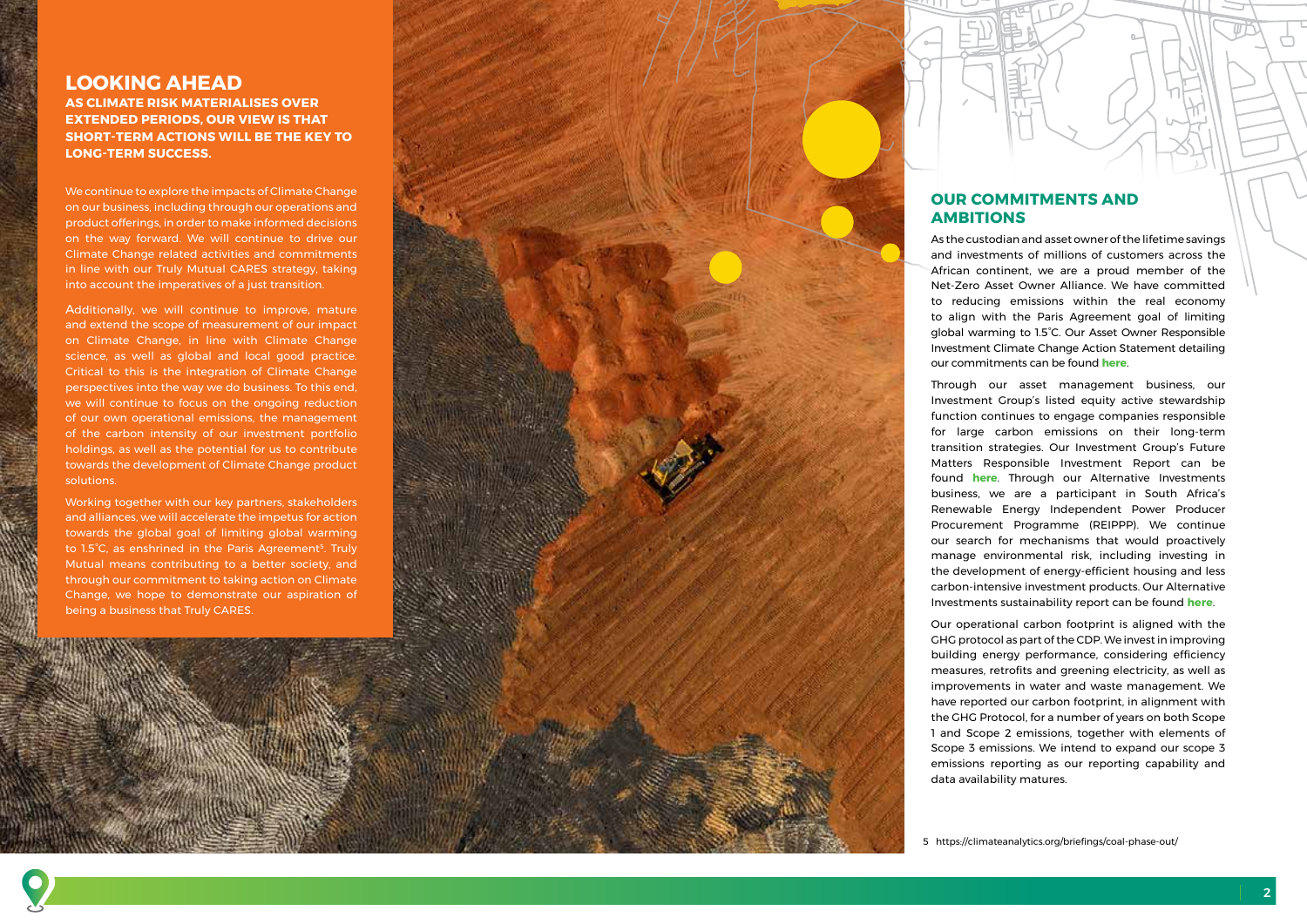## LOOKING AHEAD

**AS CLIMATE RISK MATERIALISES OVER EXTENDED PERIODS, OUR VIEW IS THAT SHORT-TERM ACTIONS WILL BE THE KEY TO LONG-TERM SUCCESS.**

We continue to explore the impacts of Climate Change on our business, including through our operations and product offerings, in order to make informed decisions on the way forward. We will continue to drive our Climate Change related activities and commitments in line with our Truly Mutual CARES strategy, taking into account the imperatives of a just transition.

Additionally, we will continue to improve, mature and extend the scope of measurement of our impact on Climate Change, in line with Climate Change science, as well as global and local good practice. Critical to this is the integration of Climate Change perspectives into the way we do business. To this end, we will continue to focus on the ongoing reduction of our own operational emissions, the management of the carbon intensity of our investment portfolio holdings, as well as the potential for us to contribute towards the development of Climate Change product solutions.

Working together with our key partners, stakeholders and alliances, we will accelerate the impetus for action towards the global goal of limiting global warming to 1.5˚C, as enshrined in the Paris Agreement[5]. Truly Mutual means contributing to a better society, and through our commitment to taking action on Climate Change, we hope to demonstrate our aspiration of being a business that Truly CARES.

## OUR COMMITMENTS AND AMBITIONS

As the custodian and asset owner of the lifetime savings and investments of millions of customers across the African continent, we are a proud member of the Net-Zero Asset Owner Alliance. We have committed to reducing emissions within the real economy to align with the Paris Agreement goal of limiting global warming to 1.5˚C. Our Asset Owner Responsible Investment Climate Change Action Statement detailing our commitments can be found **here**.

Through our asset management business, our Investment Group's listed equity active stewardship function continues to engage companies responsible for large carbon emissions on their long-term transition strategies. Our Investment Group's Future Matters Responsible Investment Report can be found **here**. Through our Alternative Investments business, we are a participant in South Africa's Renewable Energy Independent Power Producer Procurement Programme (REIPPP). We continue our search for mechanisms that would proactively manage environmental risk, including investing in the development of energy-efficient housing and less carbon-intensive investment products. Our Alternative Investments sustainability report can be found **here**.

Our operational carbon footprint is aligned with the GHG protocol as part of the CDP. We invest in improving building energy performance, considering efficiency measures, retrofits and greening electricity, as well as improvements in water and waste management. We have reported our carbon footprint, in alignment with the GHG Protocol, for a number of years on both Scope 1 and Scope 2 emissions, together with elements of Scope 3 emissions. We intend to expand our scope 3 emissions reporting as our reporting capability and data availability matures.

5 https://climateanalytics.org/briefings/coal-phase-out/